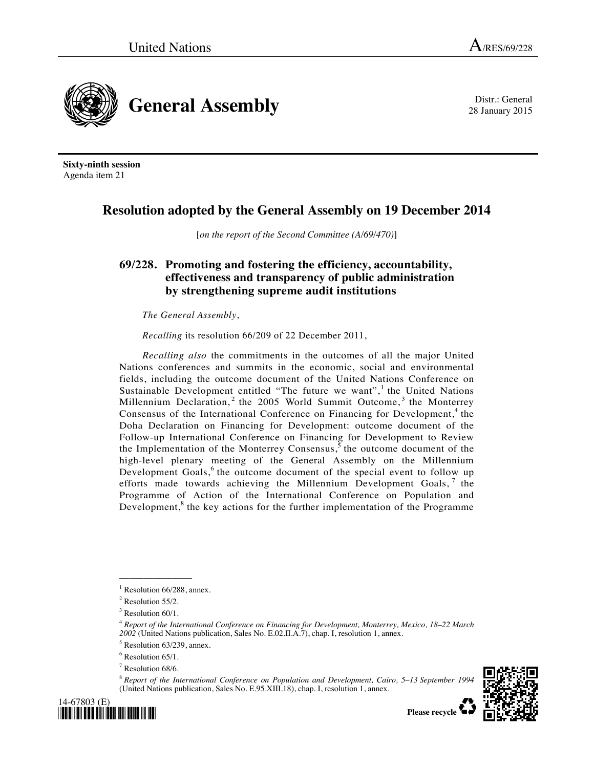United Nations A/RES/69/228

# General Assembly

Distr.: General
28 January 2015

**Sixty-ninth session**
Agenda item 21

## Resolution adopted by the General Assembly on 19 December 2014

[*on the report of the Second Committee (A/69/470)*]

### 69/228. Promoting and fostering the efficiency, accountability, effectiveness and transparency of public administration by strengthening supreme audit institutions

*The General Assembly*,

*Recalling* its resolution 66/209 of 22 December 2011,

*Recalling also* the commitments in the outcomes of all the major United Nations conferences and summits in the economic, social and environmental fields, including the outcome document of the United Nations Conference on Sustainable Development entitled "The future we want",[1] the United Nations Millennium Declaration,[2] the 2005 World Summit Outcome,[3] the Monterrey Consensus of the International Conference on Financing for Development,[4] the Doha Declaration on Financing for Development: outcome document of the Follow-up International Conference on Financing for Development to Review the Implementation of the Monterrey Consensus,[5] the outcome document of the high-level plenary meeting of the General Assembly on the Millennium Development Goals,[6] the outcome document of the special event to follow up efforts made towards achieving the Millennium Development Goals,[7] the Programme of Action of the International Conference on Population and Development,[8] the key actions for the further implementation of the Programme

---

[1] Resolution 66/288, annex.

[2] Resolution 55/2.

[3] Resolution 60/1.

[4] *Report of the International Conference on Financing for Development, Monterrey, Mexico, 18–22 March 2002* (United Nations publication, Sales No. E.02.II.A.7), chap. I, resolution 1, annex.

[5] Resolution 63/239, annex.

[6] Resolution 65/1.

[7] Resolution 68/6.

[8] *Report of the International Conference on Population and Development, Cairo, 5–13 September 1994* (United Nations publication, Sales No. E.95.XIII.18), chap. I, resolution 1, annex.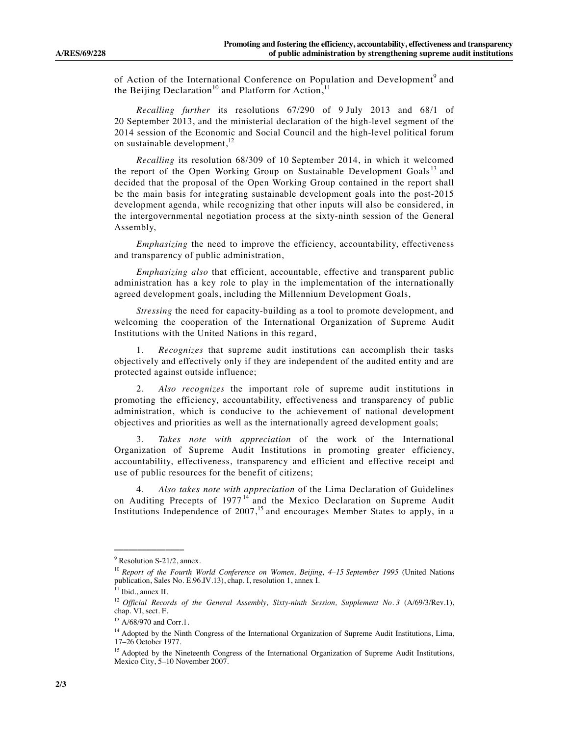of Action of the International Conference on Population and Development[9] and the Beijing Declaration[10] and Platform for Action,[11]

*Recalling further* its resolutions 67/290 of 9 July 2013 and 68/1 of 20 September 2013, and the ministerial declaration of the high-level segment of the 2014 session of the Economic and Social Council and the high-level political forum on sustainable development,[12]

*Recalling* its resolution 68/309 of 10 September 2014, in which it welcomed the report of the Open Working Group on Sustainable Development Goals[13] and decided that the proposal of the Open Working Group contained in the report shall be the main basis for integrating sustainable development goals into the post-2015 development agenda, while recognizing that other inputs will also be considered, in the intergovernmental negotiation process at the sixty-ninth session of the General Assembly,

*Emphasizing* the need to improve the efficiency, accountability, effectiveness and transparency of public administration,

*Emphasizing also* that efficient, accountable, effective and transparent public administration has a key role to play in the implementation of the internationally agreed development goals, including the Millennium Development Goals,

*Stressing* the need for capacity-building as a tool to promote development, and welcoming the cooperation of the International Organization of Supreme Audit Institutions with the United Nations in this regard,

1. *Recognizes* that supreme audit institutions can accomplish their tasks objectively and effectively only if they are independent of the audited entity and are protected against outside influence;

2. *Also recognizes* the important role of supreme audit institutions in promoting the efficiency, accountability, effectiveness and transparency of public administration, which is conducive to the achievement of national development objectives and priorities as well as the internationally agreed development goals;

3. *Takes note with appreciation* of the work of the International Organization of Supreme Audit Institutions in promoting greater efficiency, accountability, effectiveness, transparency and efficient and effective receipt and use of public resources for the benefit of citizens;

4. *Also takes note with appreciation* of the Lima Declaration of Guidelines on Auditing Precepts of 1977[14] and the Mexico Declaration on Supreme Audit Institutions Independence of 2007,[15] and encourages Member States to apply, in a

---

[9] Resolution S-21/2, annex.

[10] *Report of the Fourth World Conference on Women, Beijing, 4–15 September 1995* (United Nations publication, Sales No. E.96.IV.13), chap. I, resolution 1, annex I.

[11] Ibid., annex II.

[12] *Official Records of the General Assembly, Sixty-ninth Session, Supplement No. 3* (A/69/3/Rev.1), chap. VI, sect. F.

[13] A/68/970 and Corr.1.

[14] Adopted by the Ninth Congress of the International Organization of Supreme Audit Institutions, Lima, 17–26 October 1977.

[15] Adopted by the Nineteenth Congress of the International Organization of Supreme Audit Institutions, Mexico City, 5–10 November 2007.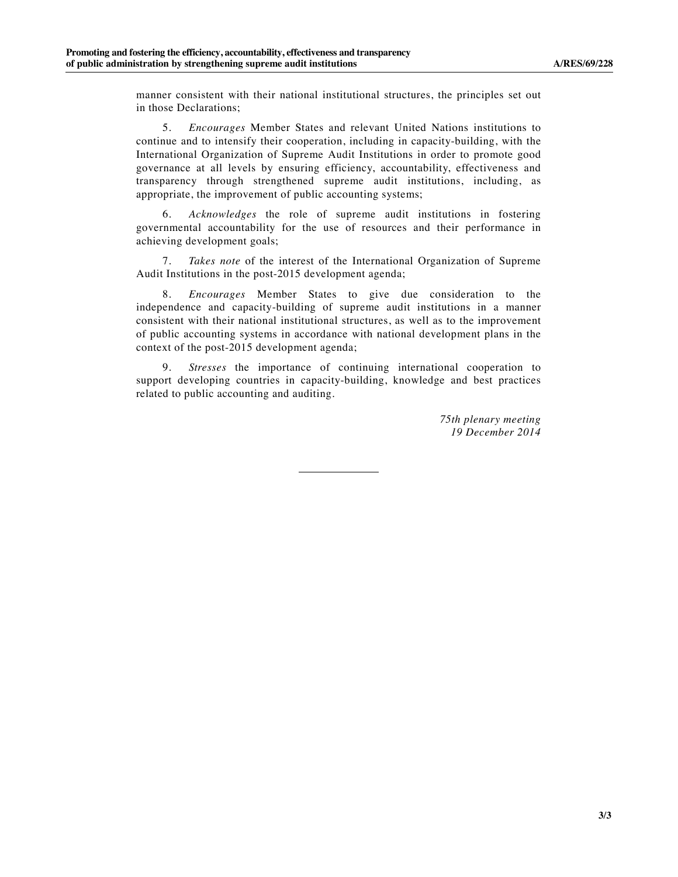manner consistent with their national institutional structures, the principles set out in those Declarations;

5. *Encourages* Member States and relevant United Nations institutions to continue and to intensify their cooperation, including in capacity-building, with the International Organization of Supreme Audit Institutions in order to promote good governance at all levels by ensuring efficiency, accountability, effectiveness and transparency through strengthened supreme audit institutions, including, as appropriate, the improvement of public accounting systems;

6. *Acknowledges* the role of supreme audit institutions in fostering governmental accountability for the use of resources and their performance in achieving development goals;

7. *Takes note* of the interest of the International Organization of Supreme Audit Institutions in the post-2015 development agenda;

8. *Encourages* Member States to give due consideration to the independence and capacity-building of supreme audit institutions in a manner consistent with their national institutional structures, as well as to the improvement of public accounting systems in accordance with national development plans in the context of the post-2015 development agenda;

9. *Stresses* the importance of continuing international cooperation to support developing countries in capacity-building, knowledge and best practices related to public accounting and auditing.

*75th plenary meeting*
*19 December 2014*